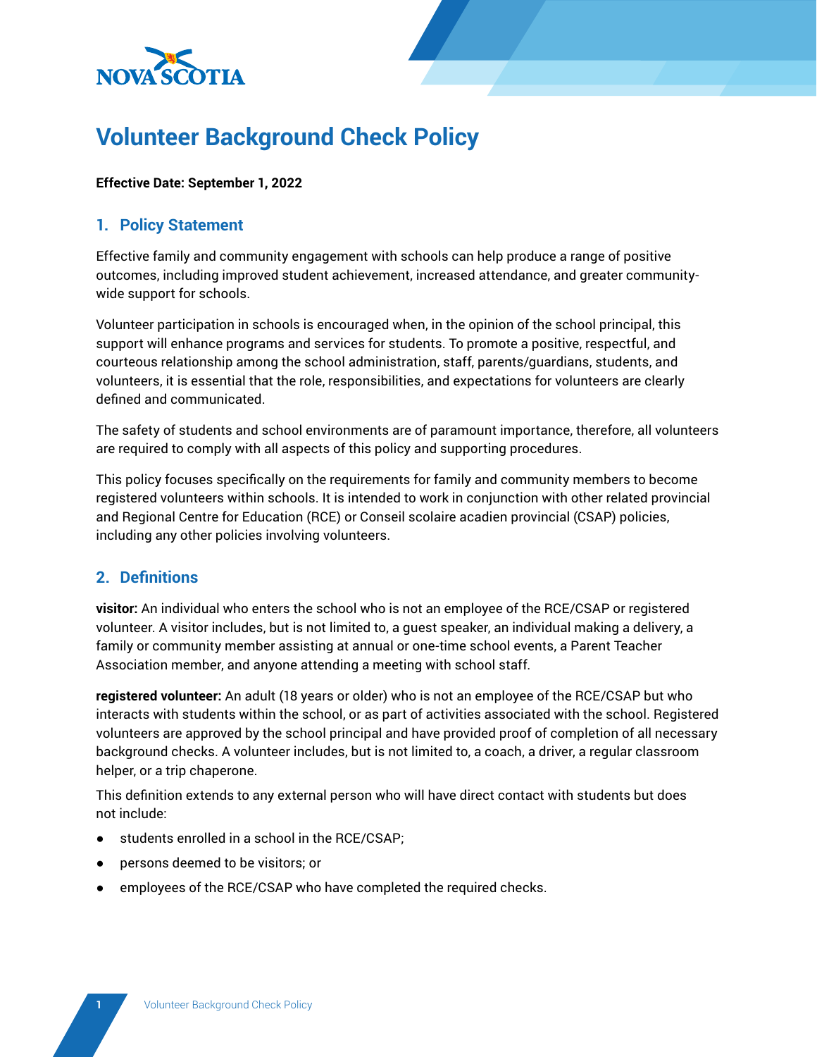NOVA SCOTIA

# Volunteer Background Check Policy

**Effective Date: September 1, 2022**

## 1. Policy Statement

Effective family and community engagement with schools can help produce a range of positive outcomes, including improved student achievement, increased attendance, and greater community-wide support for schools.

Volunteer participation in schools is encouraged when, in the opinion of the school principal, this support will enhance programs and services for students. To promote a positive, respectful, and courteous relationship among the school administration, staff, parents/guardians, students, and volunteers, it is essential that the role, responsibilities, and expectations for volunteers are clearly defined and communicated.

The safety of students and school environments are of paramount importance, therefore, all volunteers are required to comply with all aspects of this policy and supporting procedures.

This policy focuses specifically on the requirements for family and community members to become registered volunteers within schools. It is intended to work in conjunction with other related provincial and Regional Centre for Education (RCE) or Conseil scolaire acadien provincial (CSAP) policies, including any other policies involving volunteers.

## 2. Definitions

**visitor:** An individual who enters the school who is not an employee of the RCE/CSAP or registered volunteer. A visitor includes, but is not limited to, a guest speaker, an individual making a delivery, a family or community member assisting at annual or one-time school events, a Parent Teacher Association member, and anyone attending a meeting with school staff.

**registered volunteer:** An adult (18 years or older) who is not an employee of the RCE/CSAP but who interacts with students within the school, or as part of activities associated with the school. Registered volunteers are approved by the school principal and have provided proof of completion of all necessary background checks. A volunteer includes, but is not limited to, a coach, a driver, a regular classroom helper, or a trip chaperone.

This definition extends to any external person who will have direct contact with students but does not include:

- students enrolled in a school in the RCE/CSAP;
- persons deemed to be visitors; or
- employees of the RCE/CSAP who have completed the required checks.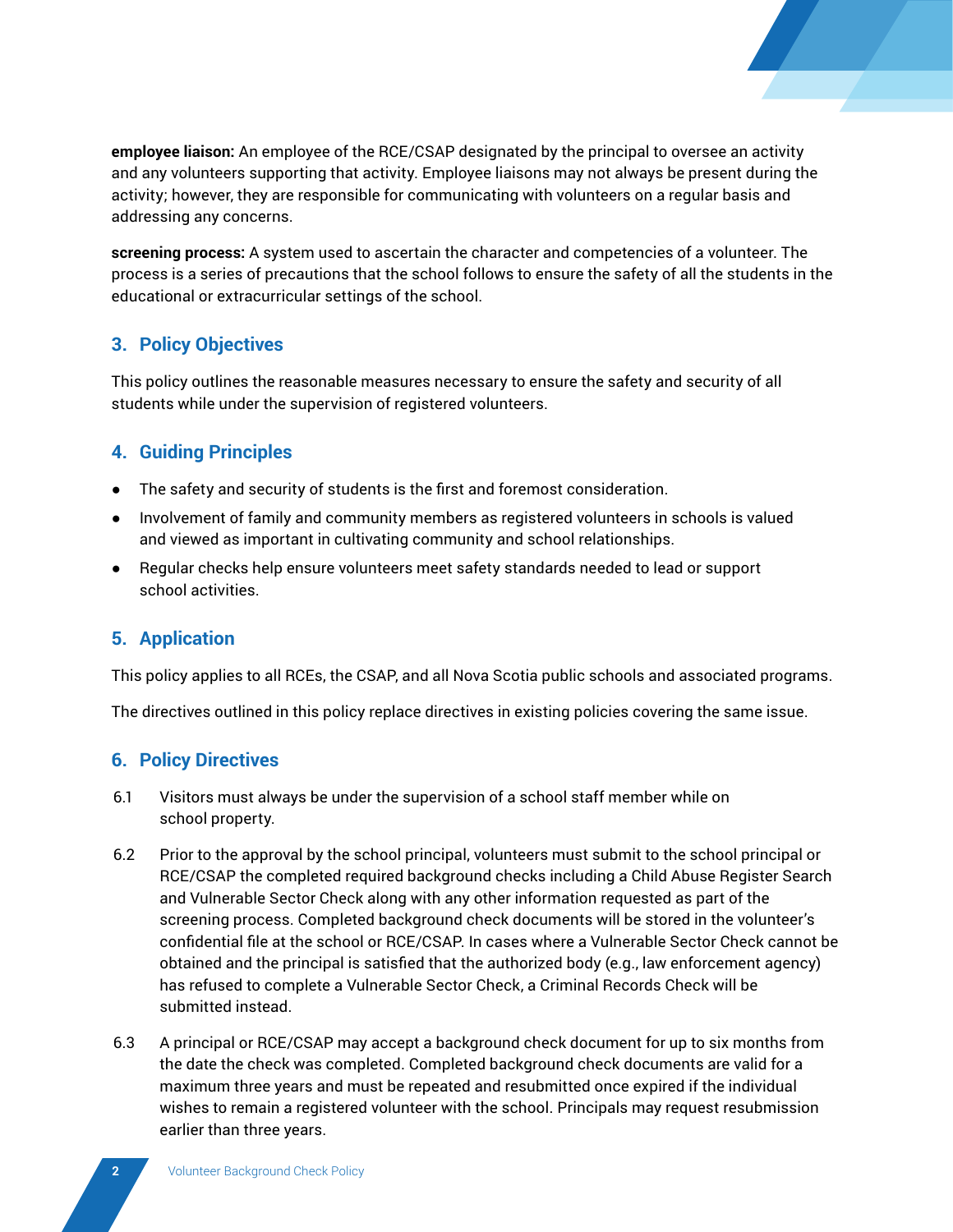**employee liaison:** An employee of the RCE/CSAP designated by the principal to oversee an activity and any volunteers supporting that activity. Employee liaisons may not always be present during the activity; however, they are responsible for communicating with volunteers on a regular basis and addressing any concerns.

**screening process:** A system used to ascertain the character and competencies of a volunteer. The process is a series of precautions that the school follows to ensure the safety of all the students in the educational or extracurricular settings of the school.

## 3. Policy Objectives

This policy outlines the reasonable measures necessary to ensure the safety and security of all students while under the supervision of registered volunteers.

## 4. Guiding Principles

- The safety and security of students is the first and foremost consideration.
- Involvement of family and community members as registered volunteers in schools is valued and viewed as important in cultivating community and school relationships.
- Regular checks help ensure volunteers meet safety standards needed to lead or support school activities.

## 5. Application

This policy applies to all RCEs, the CSAP, and all Nova Scotia public schools and associated programs.

The directives outlined in this policy replace directives in existing policies covering the same issue.

## 6. Policy Directives

6.1 Visitors must always be under the supervision of a school staff member while on school property.

6.2 Prior to the approval by the school principal, volunteers must submit to the school principal or RCE/CSAP the completed required background checks including a Child Abuse Register Search and Vulnerable Sector Check along with any other information requested as part of the screening process. Completed background check documents will be stored in the volunteer's confidential file at the school or RCE/CSAP. In cases where a Vulnerable Sector Check cannot be obtained and the principal is satisfied that the authorized body (e.g., law enforcement agency) has refused to complete a Vulnerable Sector Check, a Criminal Records Check will be submitted instead.

6.3 A principal or RCE/CSAP may accept a background check document for up to six months from the date the check was completed. Completed background check documents are valid for a maximum three years and must be repeated and resubmitted once expired if the individual wishes to remain a registered volunteer with the school. Principals may request resubmission earlier than three years.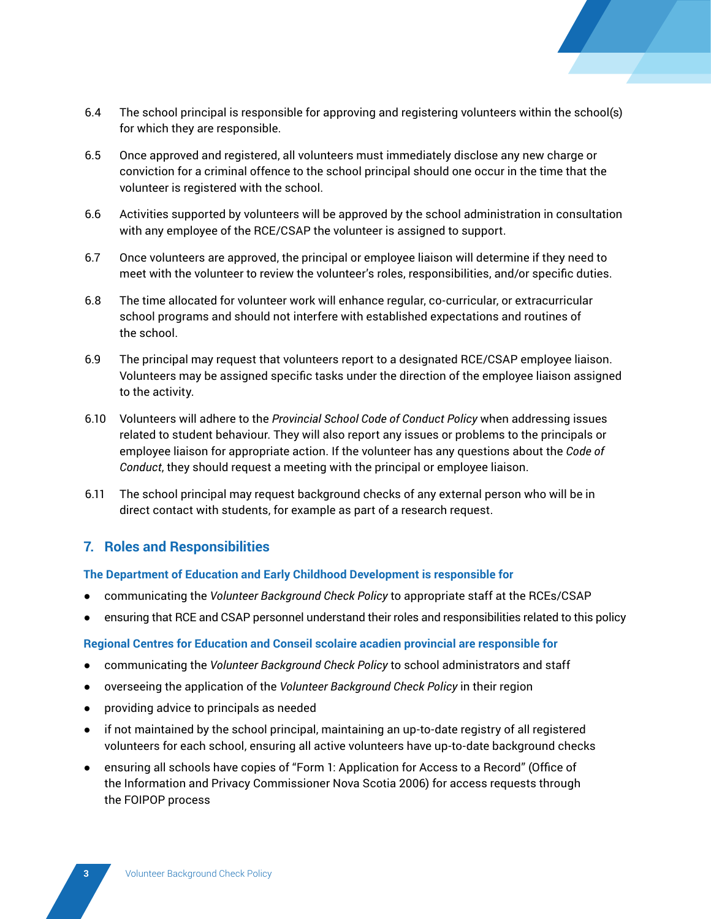6.4 The school principal is responsible for approving and registering volunteers within the school(s) for which they are responsible.

6.5 Once approved and registered, all volunteers must immediately disclose any new charge or conviction for a criminal offence to the school principal should one occur in the time that the volunteer is registered with the school.

6.6 Activities supported by volunteers will be approved by the school administration in consultation with any employee of the RCE/CSAP the volunteer is assigned to support.

6.7 Once volunteers are approved, the principal or employee liaison will determine if they need to meet with the volunteer to review the volunteer's roles, responsibilities, and/or specific duties.

6.8 The time allocated for volunteer work will enhance regular, co-curricular, or extracurricular school programs and should not interfere with established expectations and routines of the school.

6.9 The principal may request that volunteers report to a designated RCE/CSAP employee liaison. Volunteers may be assigned specific tasks under the direction of the employee liaison assigned to the activity.

6.10 Volunteers will adhere to the *Provincial School Code of Conduct Policy* when addressing issues related to student behaviour. They will also report any issues or problems to the principals or employee liaison for appropriate action. If the volunteer has any questions about the *Code of Conduct*, they should request a meeting with the principal or employee liaison.

6.11 The school principal may request background checks of any external person who will be in direct contact with students, for example as part of a research request.

## 7. Roles and Responsibilities

**The Department of Education and Early Childhood Development is responsible for**

- communicating the *Volunteer Background Check Policy* to appropriate staff at the RCEs/CSAP
- ensuring that RCE and CSAP personnel understand their roles and responsibilities related to this policy

**Regional Centres for Education and Conseil scolaire acadien provincial are responsible for**

- communicating the *Volunteer Background Check Policy* to school administrators and staff
- overseeing the application of the *Volunteer Background Check Policy* in their region
- providing advice to principals as needed
- if not maintained by the school principal, maintaining an up-to-date registry of all registered volunteers for each school, ensuring all active volunteers have up-to-date background checks
- ensuring all schools have copies of "Form 1: Application for Access to a Record" (Office of the Information and Privacy Commissioner Nova Scotia 2006) for access requests through the FOIPOP process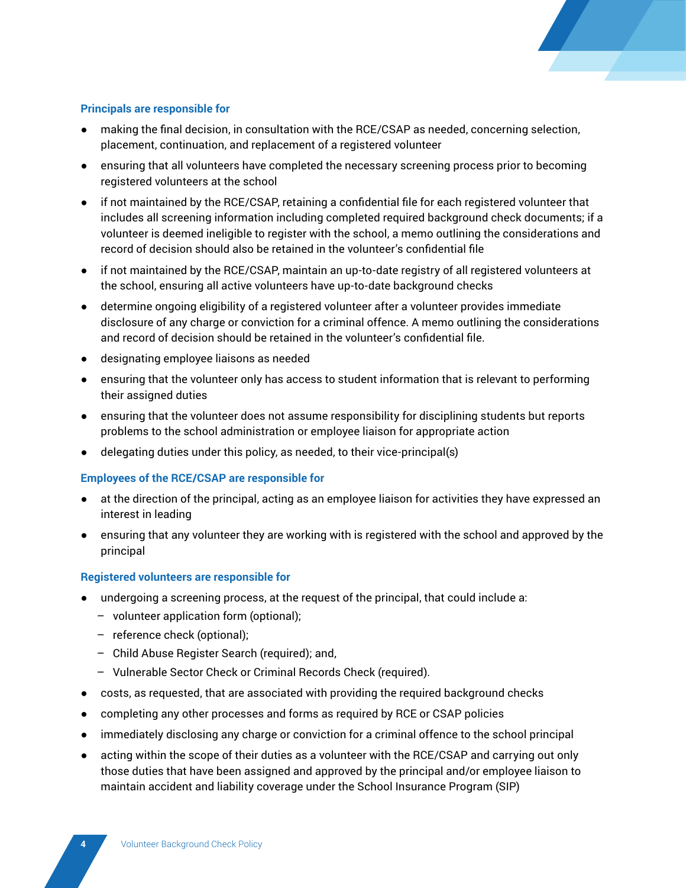### Principals are responsible for

- making the final decision, in consultation with the RCE/CSAP as needed, concerning selection, placement, continuation, and replacement of a registered volunteer
- ensuring that all volunteers have completed the necessary screening process prior to becoming registered volunteers at the school
- if not maintained by the RCE/CSAP, retaining a confidential file for each registered volunteer that includes all screening information including completed required background check documents; if a volunteer is deemed ineligible to register with the school, a memo outlining the considerations and record of decision should also be retained in the volunteer's confidential file
- if not maintained by the RCE/CSAP, maintain an up-to-date registry of all registered volunteers at the school, ensuring all active volunteers have up-to-date background checks
- determine ongoing eligibility of a registered volunteer after a volunteer provides immediate disclosure of any charge or conviction for a criminal offence. A memo outlining the considerations and record of decision should be retained in the volunteer's confidential file.
- designating employee liaisons as needed
- ensuring that the volunteer only has access to student information that is relevant to performing their assigned duties
- ensuring that the volunteer does not assume responsibility for disciplining students but reports problems to the school administration or employee liaison for appropriate action
- delegating duties under this policy, as needed, to their vice-principal(s)

### Employees of the RCE/CSAP are responsible for

- at the direction of the principal, acting as an employee liaison for activities they have expressed an interest in leading
- ensuring that any volunteer they are working with is registered with the school and approved by the principal

### Registered volunteers are responsible for

- undergoing a screening process, at the request of the principal, that could include a:
  - volunteer application form (optional);
  - reference check (optional);
  - Child Abuse Register Search (required); and,
  - Vulnerable Sector Check or Criminal Records Check (required).
- costs, as requested, that are associated with providing the required background checks
- completing any other processes and forms as required by RCE or CSAP policies
- immediately disclosing any charge or conviction for a criminal offence to the school principal
- acting within the scope of their duties as a volunteer with the RCE/CSAP and carrying out only those duties that have been assigned and approved by the principal and/or employee liaison to maintain accident and liability coverage under the School Insurance Program (SIP)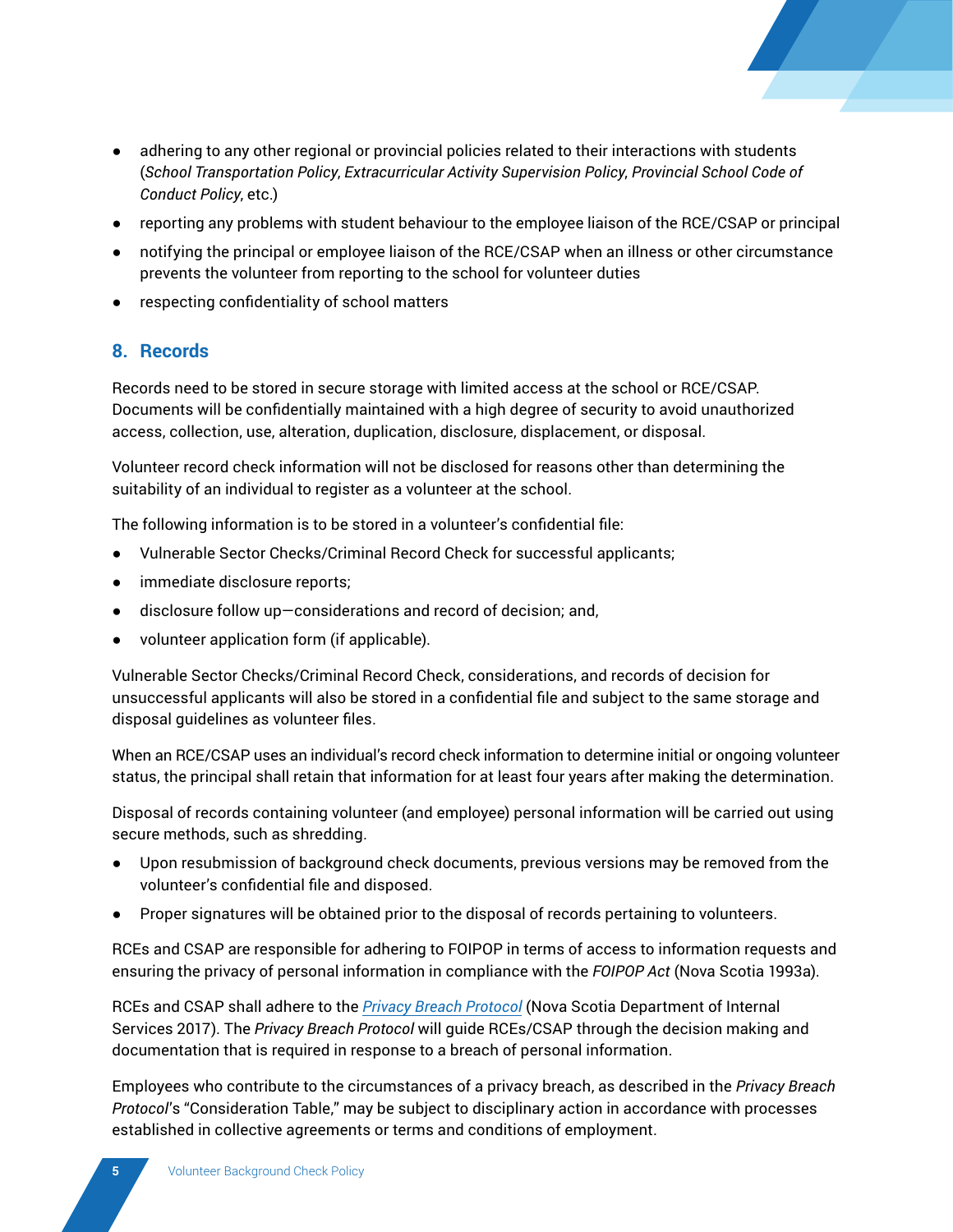- adhering to any other regional or provincial policies related to their interactions with students (*School Transportation Policy*, *Extracurricular Activity Supervision Policy*, *Provincial School Code of Conduct Policy*, etc.)
- reporting any problems with student behaviour to the employee liaison of the RCE/CSAP or principal
- notifying the principal or employee liaison of the RCE/CSAP when an illness or other circumstance prevents the volunteer from reporting to the school for volunteer duties
- respecting confidentiality of school matters

## 8. Records

Records need to be stored in secure storage with limited access at the school or RCE/CSAP. Documents will be confidentially maintained with a high degree of security to avoid unauthorized access, collection, use, alteration, duplication, disclosure, displacement, or disposal.

Volunteer record check information will not be disclosed for reasons other than determining the suitability of an individual to register as a volunteer at the school.

The following information is to be stored in a volunteer's confidential file:

- Vulnerable Sector Checks/Criminal Record Check for successful applicants;
- immediate disclosure reports;
- disclosure follow up—considerations and record of decision; and,
- volunteer application form (if applicable).

Vulnerable Sector Checks/Criminal Record Check, considerations, and records of decision for unsuccessful applicants will also be stored in a confidential file and subject to the same storage and disposal guidelines as volunteer files.

When an RCE/CSAP uses an individual's record check information to determine initial or ongoing volunteer status, the principal shall retain that information for at least four years after making the determination.

Disposal of records containing volunteer (and employee) personal information will be carried out using secure methods, such as shredding.

- Upon resubmission of background check documents, previous versions may be removed from the volunteer's confidential file and disposed.
- Proper signatures will be obtained prior to the disposal of records pertaining to volunteers.

RCEs and CSAP are responsible for adhering to FOIPOP in terms of access to information requests and ensuring the privacy of personal information in compliance with the *FOIPOP Act* (Nova Scotia 1993a).

RCEs and CSAP shall adhere to the *Privacy Breach Protocol* (Nova Scotia Department of Internal Services 2017). The *Privacy Breach Protocol* will guide RCEs/CSAP through the decision making and documentation that is required in response to a breach of personal information.

Employees who contribute to the circumstances of a privacy breach, as described in the *Privacy Breach Protocol*'s "Consideration Table," may be subject to disciplinary action in accordance with processes established in collective agreements or terms and conditions of employment.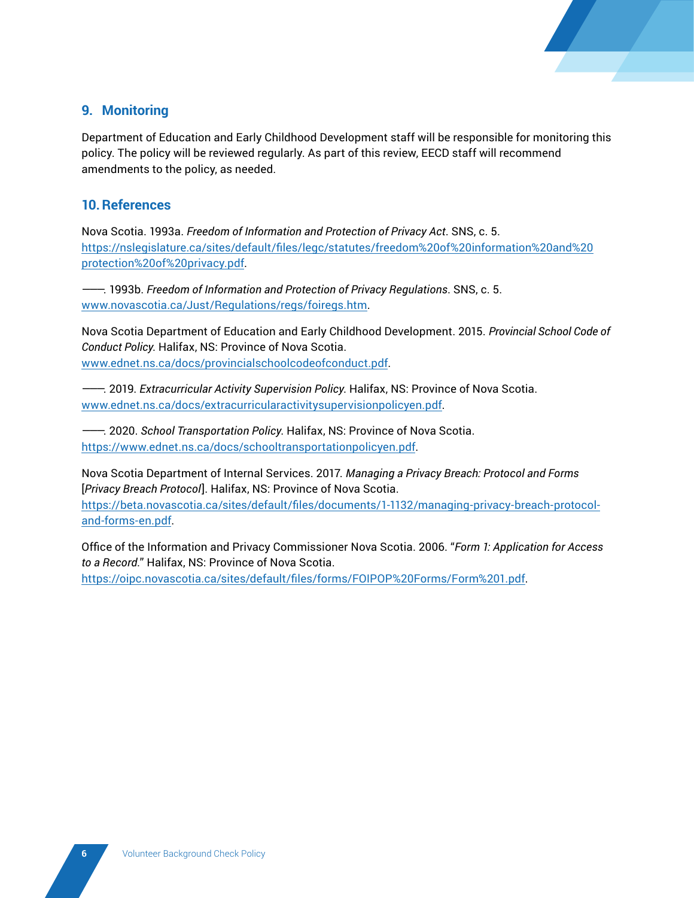## 9. Monitoring

Department of Education and Early Childhood Development staff will be responsible for monitoring this policy. The policy will be reviewed regularly. As part of this review, EECD staff will recommend amendments to the policy, as needed.

## 10. References

Nova Scotia. 1993a. *Freedom of Information and Protection of Privacy Act*. SNS, c. 5. https://nslegislature.ca/sites/default/files/legc/statutes/freedom%20of%20information%20and%20protection%20of%20privacy.pdf.

——. 1993b. *Freedom of Information and Protection of Privacy Regulations*. SNS, c. 5. www.novascotia.ca/Just/Regulations/regs/foiregs.htm.

Nova Scotia Department of Education and Early Childhood Development. 2015. *Provincial School Code of Conduct Policy.* Halifax, NS: Province of Nova Scotia. www.ednet.ns.ca/docs/provincialschoolcodeofconduct.pdf.

——. 2019. *Extracurricular Activity Supervision Policy.* Halifax, NS: Province of Nova Scotia. www.ednet.ns.ca/docs/extracurricularactivitysupervisionpolicyen.pdf.

——. 2020. *School Transportation Policy.* Halifax, NS: Province of Nova Scotia. https://www.ednet.ns.ca/docs/schooltransportationpolicyen.pdf.

Nova Scotia Department of Internal Services. 2017. *Managing a Privacy Breach: Protocol and Forms* [*Privacy Breach Protocol*]. Halifax, NS: Province of Nova Scotia. https://beta.novascotia.ca/sites/default/files/documents/1-1132/managing-privacy-breach-protocol-and-forms-en.pdf.

Office of the Information and Privacy Commissioner Nova Scotia. 2006. "*Form 1: Application for Access to a Record*." Halifax, NS: Province of Nova Scotia. https://oipc.novascotia.ca/sites/default/files/forms/FOIPOP%20Forms/Form%201.pdf.